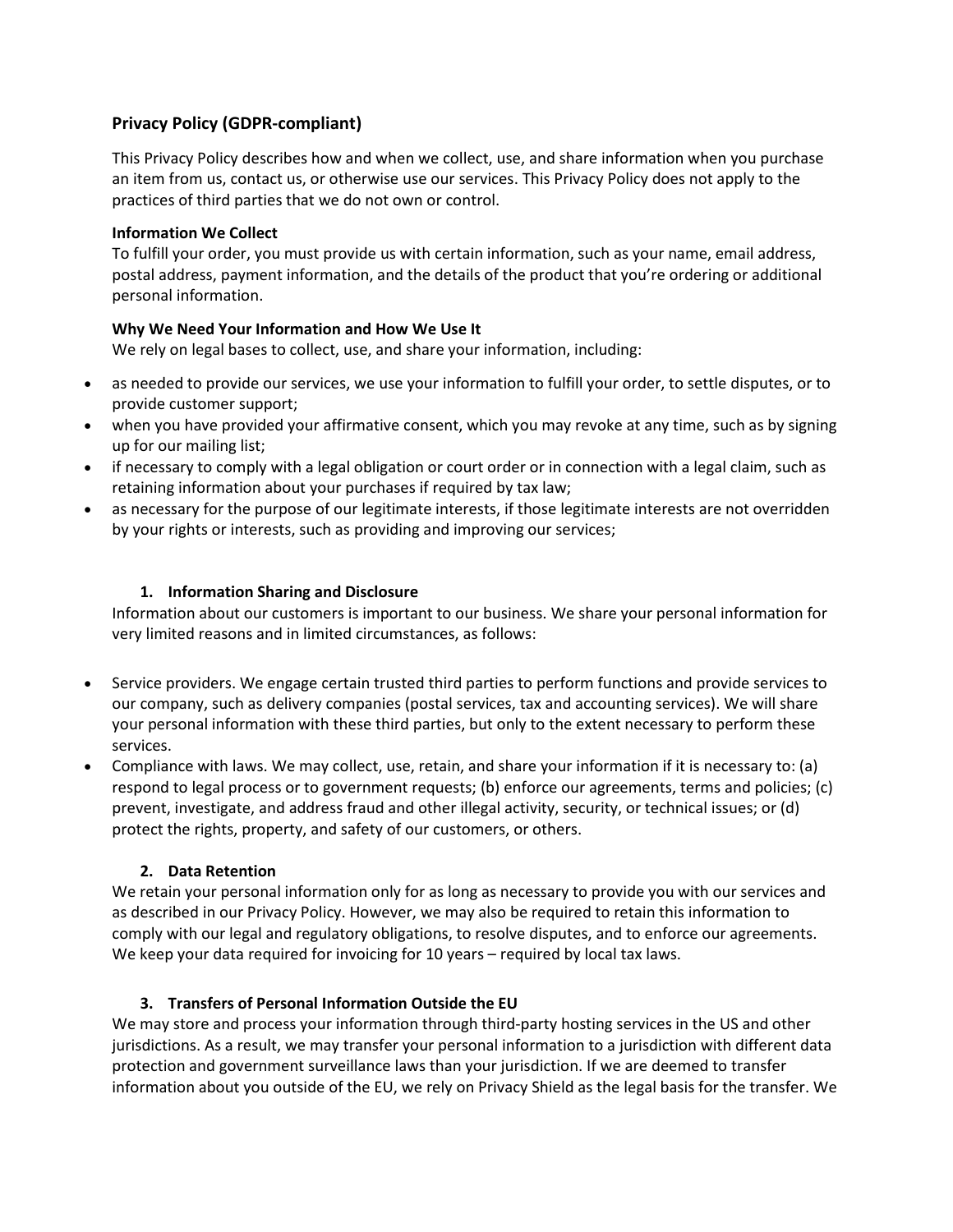## Privacy Policy (GDPR-compliant)

This Privacy Policy describes how and when we collect, use, and share information when you purchase an item from us, contact us, or otherwise use our services. This Privacy Policy does not apply to the practices of third parties that we do not own or control.

### Information We Collect

To fulfill your order, you must provide us with certain information, such as your name, email address, postal address, payment information, and the details of the product that you're ordering or additional personal information.

### Why We Need Your Information and How We Use It

We rely on legal bases to collect, use, and share your information, including:

- as needed to provide our services, we use your information to fulfill your order, to settle disputes, or to provide customer support;
- when you have provided your affirmative consent, which you may revoke at any time, such as by signing up for our mailing list;
- if necessary to comply with a legal obligation or court order or in connection with a legal claim, such as retaining information about your purchases if required by tax law;
- as necessary for the purpose of our legitimate interests, if those legitimate interests are not overridden by your rights or interests, such as providing and improving our services;

### 1. Information Sharing and Disclosure

Information about our customers is important to our business. We share your personal information for very limited reasons and in limited circumstances, as follows:

- Service providers. We engage certain trusted third parties to perform functions and provide services to our company, such as delivery companies (postal services, tax and accounting services). We will share your personal information with these third parties, but only to the extent necessary to perform these services.
- Compliance with laws. We may collect, use, retain, and share your information if it is necessary to: (a) respond to legal process or to government requests; (b) enforce our agreements, terms and policies; (c) prevent, investigate, and address fraud and other illegal activity, security, or technical issues; or (d) protect the rights, property, and safety of our customers, or others.

### 2. Data Retention

We retain your personal information only for as long as necessary to provide you with our services and as described in our Privacy Policy. However, we may also be required to retain this information to comply with our legal and regulatory obligations, to resolve disputes, and to enforce our agreements. We keep your data required for invoicing for 10 years – required by local tax laws.

### 3. Transfers of Personal Information Outside the EU

We may store and process your information through third-party hosting services in the US and other jurisdictions. As a result, we may transfer your personal information to a jurisdiction with different data protection and government surveillance laws than your jurisdiction. If we are deemed to transfer information about you outside of the EU, we rely on Privacy Shield as the legal basis for the transfer. We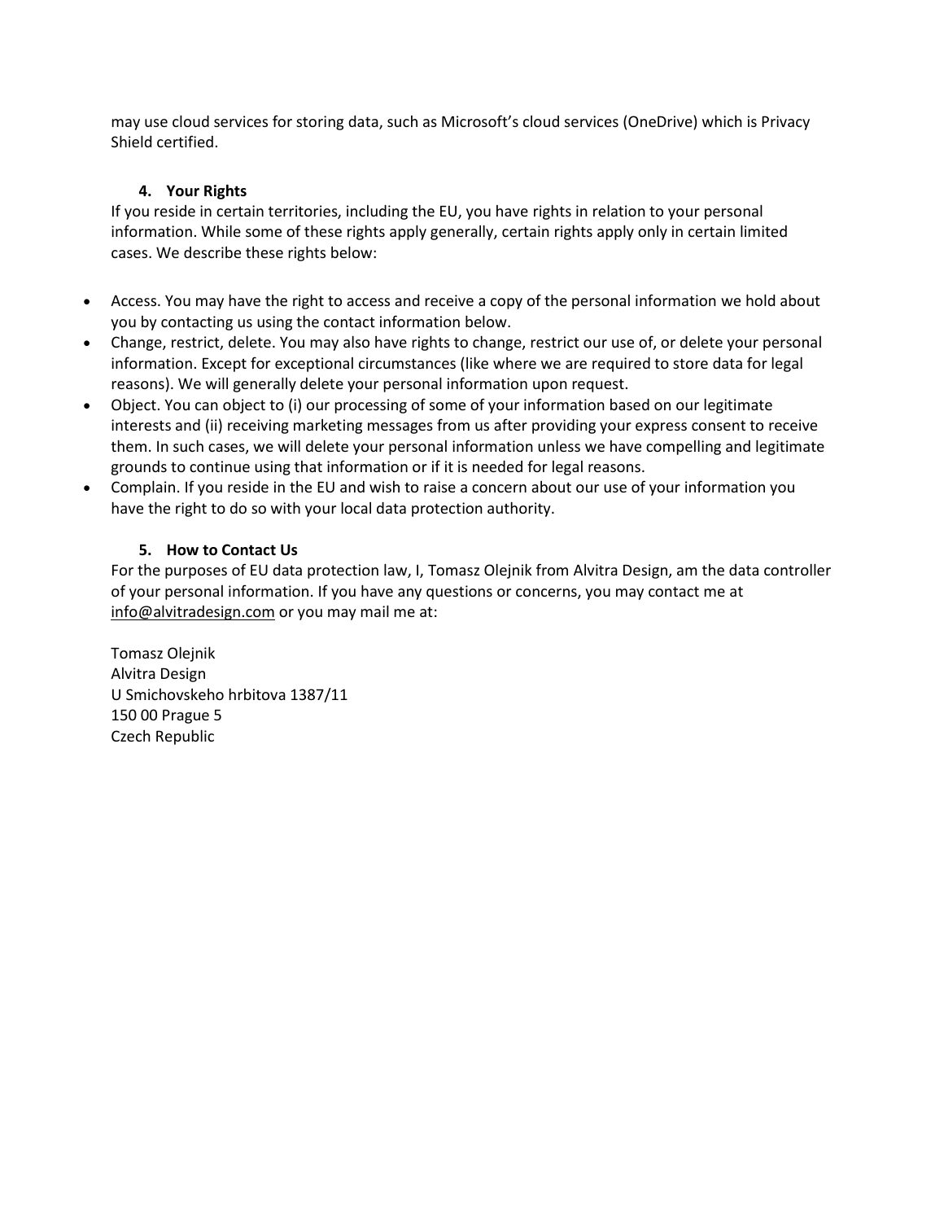may use cloud services for storing data, such as Microsoft's cloud services (OneDrive) which is Privacy Shield certified.

## 4. Your Rights

If you reside in certain territories, including the EU, you have rights in relation to your personal information. While some of these rights apply generally, certain rights apply only in certain limited cases. We describe these rights below:

- Access. You may have the right to access and receive a copy of the personal information we hold about you by contacting us using the contact information below.
- Change, restrict, delete. You may also have rights to change, restrict our use of, or delete your personal information. Except for exceptional circumstances (like where we are required to store data for legal reasons). We will generally delete your personal information upon request.
- Object. You can object to (i) our processing of some of your information based on our legitimate interests and (ii) receiving marketing messages from us after providing your express consent to receive them. In such cases, we will delete your personal information unless we have compelling and legitimate grounds to continue using that information or if it is needed for legal reasons.
- Complain. If you reside in the EU and wish to raise a concern about our use of your information you have the right to do so with your local data protection authority.

## 5. How to Contact Us

For the purposes of EU data protection law, I, Tomasz Olejnik from Alvitra Design, am the data controller of your personal information. If you have any questions or concerns, you may contact me at info@alvitradesign.com or you may mail me at:

Tomasz Olejnik
Alvitra Design
U Smichovskeho hrbitova 1387/11
150 00 Prague 5
Czech Republic